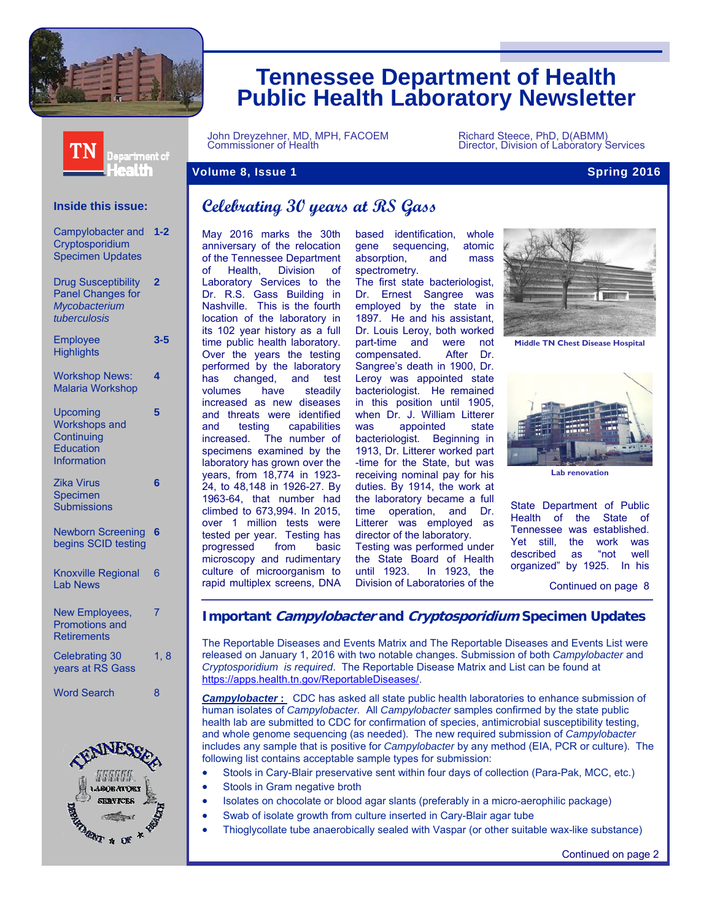# Tennessee Department of Health
# Public Health Laboratory Newsletter

John Dreyzehner, MD, MPH, FACOEM
Commissioner of Health

Richard Steece, PhD, D(ABMM)
Director, Division of Laboratory Services

**Volume 8, Issue 1** — **Spring 2016**

### Inside this issue:

| | |
|---|---|
| Campylobacter and Cryptosporidium Specimen Updates | 1-2 |
| Drug Susceptibility Panel Changes for *Mycobacterium tuberculosis* | 2 |
| Employee Highlights | 3-5 |
| Workshop News: Malaria Workshop | 4 |
| Upcoming Workshops and Continuing Education Information | 5 |
| Zika Virus Specimen Submissions | 6 |
| Newborn Screening begins SCID testing | 6 |
| Knoxville Regional Lab News | 6 |
| New Employees, Promotions and Retirements | 7 |
| Celebrating 30 years at RS Gass | 1, 8 |
| Word Search | 8 |

## Celebrating 30 years at RS Gass

May 2016 marks the 30th anniversary of the relocation of the Tennessee Department of Health, Division of Laboratory Services to the Dr. R.S. Gass Building in Nashville. This is the fourth location of the laboratory in its 102 year history as a full time public health laboratory. Over the years the testing performed by the laboratory has changed, and test volumes have steadily increased as new diseases and threats were identified and testing capabilities increased. The number of specimens examined by the laboratory has grown over the years, from 18,774 in 1923-24, to 48,148 in 1926-27. By 1963-64, that number had climbed to 673,994. In 2015, over 1 million tests were tested per year. Testing has progressed from basic microscopy and rudimentary culture of microorganism to rapid multiplex screens, DNA based identification, whole gene sequencing, atomic absorption, and mass spectrometry.

The first state bacteriologist, Dr. Ernest Sangree was employed by the state in 1897. He and his assistant, Dr. Louis Leroy, both worked part-time and were not compensated. After Dr. Sangree's death in 1900, Dr. Leroy was appointed state bacteriologist. He remained in this position until 1905, when Dr. J. William Litterer was appointed state bacteriologist. Beginning in 1913, Dr. Litterer worked part-time for the State, but was receiving nominal pay for his duties. By 1914, the work at the laboratory became a full time operation, and Dr. Litterer was employed as director of the laboratory. Testing was performed under the State Board of Health until 1923. In 1923, the Division of Laboratories of the State Department of Public Health of the State of Tennessee was established. Yet still, the work was described as "not well organized" by 1925. In his

Middle TN Chest Disease Hospital

Lab renovation

Continued on page 8

## Important *Campylobacter* and *Cryptosporidium* Specimen Updates

The Reportable Diseases and Events Matrix and The Reportable Diseases and Events List were released on January 1, 2016 with two notable changes. Submission of both *Campylobacter* and *Cryptosporidium is required*. The Reportable Disease Matrix and List can be found at https://apps.health.tn.gov/ReportableDiseases/.

***Campylobacter* :** CDC has asked all state public health laboratories to enhance submission of human isolates of *Campylobacter.* All *Campylobacter* samples confirmed by the state public health lab are submitted to CDC for confirmation of species, antimicrobial susceptibility testing, and whole genome sequencing (as needed). The new required submission of *Campylobacter* includes any sample that is positive for *Campylobacter* by any method (EIA, PCR or culture). The following list contains acceptable sample types for submission:

- Stools in Cary-Blair preservative sent within four days of collection (Para-Pak, MCC, etc.)
- Stools in Gram negative broth
- Isolates on chocolate or blood agar slants (preferably in a micro-aerophilic package)
- Swab of isolate growth from culture inserted in Cary-Blair agar tube
- Thioglycollate tube anaerobically sealed with Vaspar (or other suitable wax-like substance)

Continued on page 2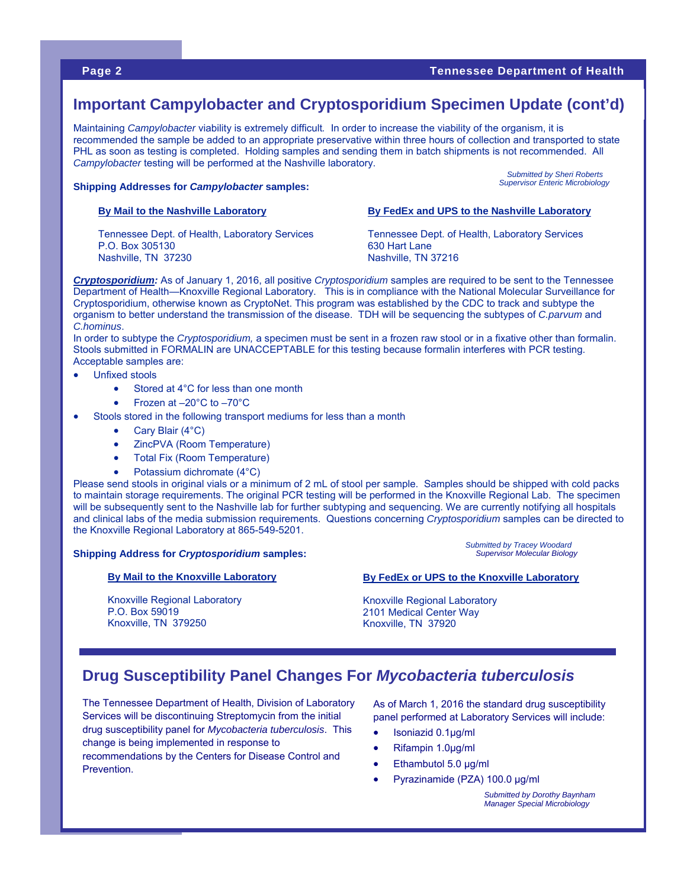## Important Campylobacter and Cryptosporidium Specimen Update (cont'd)

Maintaining *Campylobacter* viability is extremely difficult. In order to increase the viability of the organism, it is recommended the sample be added to an appropriate preservative within three hours of collection and transported to state PHL as soon as testing is completed. Holding samples and sending them in batch shipments is not recommended. All *Campylobacter* testing will be performed at the Nashville laboratory.

*Submitted by Sheri Roberts*
*Supervisor Enteric Microbiology*

**Shipping Addresses for *Campylobacter* samples:**

**By Mail to the Nashville Laboratory**

Tennessee Dept. of Health, Laboratory Services
P.O. Box 305130
Nashville, TN 37230

**By FedEx and UPS to the Nashville Laboratory**

Tennessee Dept. of Health, Laboratory Services
630 Hart Lane
Nashville, TN 37216

***Cryptosporidium:*** As of January 1, 2016, all positive *Cryptosporidium* samples are required to be sent to the Tennessee Department of Health—Knoxville Regional Laboratory. This is in compliance with the National Molecular Surveillance for Cryptosporidium, otherwise known as CryptoNet. This program was established by the CDC to track and subtype the organism to better understand the transmission of the disease. TDH will be sequencing the subtypes of *C.parvum* and *C.hominus*.

In order to subtype the *Cryptosporidium,* a specimen must be sent in a frozen raw stool or in a fixative other than formalin. Stools submitted in FORMALIN are UNACCEPTABLE for this testing because formalin interferes with PCR testing. Acceptable samples are:

- Unfixed stools
  - Stored at 4°C for less than one month
  - Frozen at –20°C to –70°C
- Stools stored in the following transport mediums for less than a month
  - Cary Blair (4°C)
  - ZincPVA (Room Temperature)
  - Total Fix (Room Temperature)
  - Potassium dichromate (4°C)

Please send stools in original vials or a minimum of 2 mL of stool per sample. Samples should be shipped with cold packs to maintain storage requirements. The original PCR testing will be performed in the Knoxville Regional Lab. The specimen will be subsequently sent to the Nashville lab for further subtyping and sequencing. We are currently notifying all hospitals and clinical labs of the media submission requirements. Questions concerning *Cryptosporidium* samples can be directed to the Knoxville Regional Laboratory at 865-549-5201.

*Submitted by Tracey Woodard*
*Supervisor Molecular Biology*

**Shipping Address for *Cryptosporidium* samples:**

**By Mail to the Knoxville Laboratory**

Knoxville Regional Laboratory
P.O. Box 59019
Knoxville, TN 379250

**By FedEx or UPS to the Knoxville Laboratory**

Knoxville Regional Laboratory
2101 Medical Center Way
Knoxville, TN 37920

## Drug Susceptibility Panel Changes For *Mycobacteria tuberculosis*

The Tennessee Department of Health, Division of Laboratory Services will be discontinuing Streptomycin from the initial drug susceptibility panel for *Mycobacteria tuberculosis*. This change is being implemented in response to recommendations by the Centers for Disease Control and Prevention.

As of March 1, 2016 the standard drug susceptibility panel performed at Laboratory Services will include:

- Isoniazid 0.1µg/ml
- Rifampin 1.0µg/ml
- Ethambutol 5.0 µg/ml
- Pyrazinamide (PZA) 100.0 µg/ml

*Submitted by Dorothy Baynham*
*Manager Special Microbiology*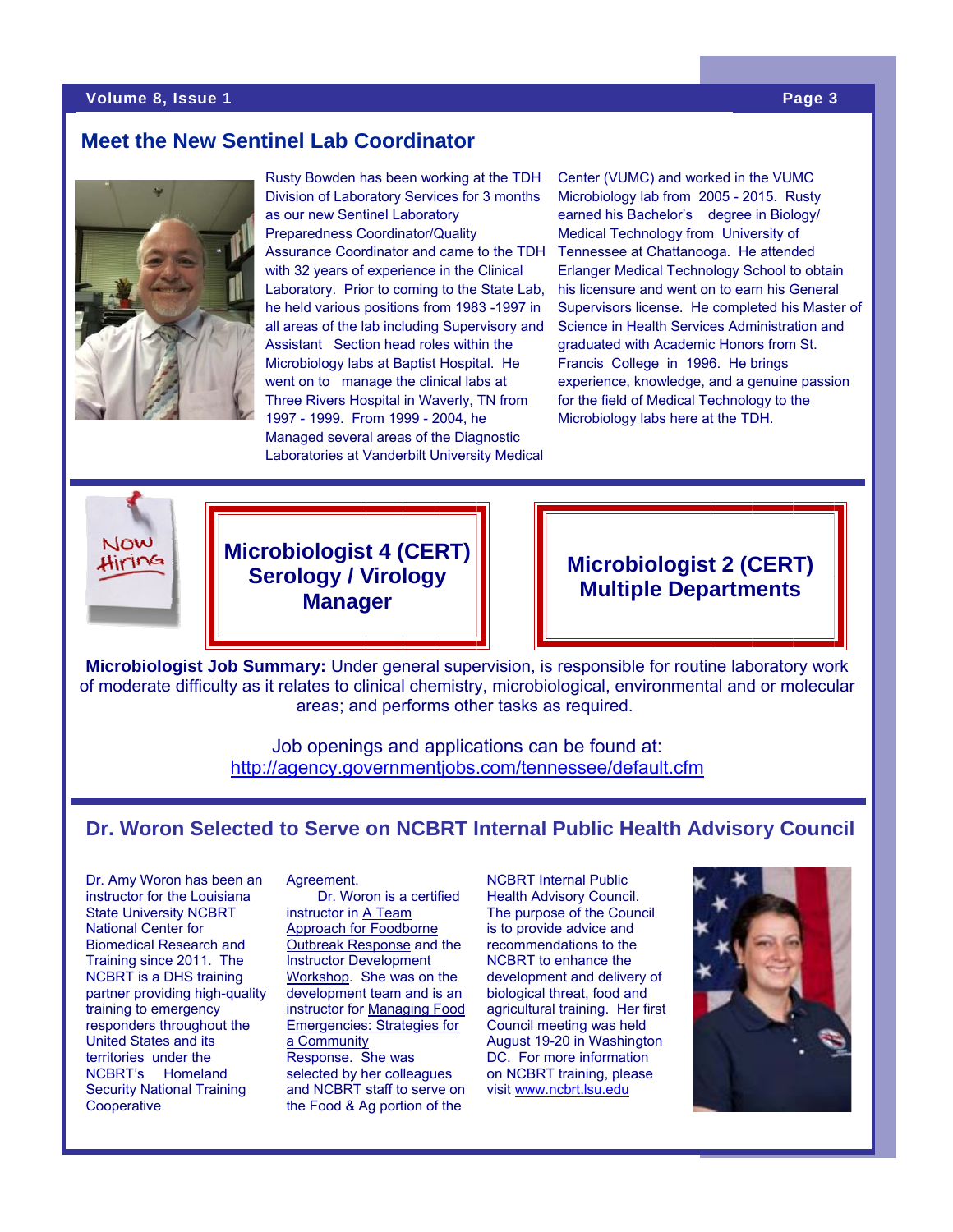## Meet the New Sentinel Lab Coordinator

Rusty Bowden has been working at the TDH Division of Laboratory Services for 3 months as our new Sentinel Laboratory Preparedness Coordinator/Quality Assurance Coordinator and came to the TDH with 32 years of experience in the Clinical Laboratory. Prior to coming to the State Lab, he held various positions from 1983 -1997 in all areas of the lab including Supervisory and Assistant Section head roles within the Microbiology labs at Baptist Hospital. He went on to manage the clinical labs at Three Rivers Hospital in Waverly, TN from 1997 - 1999. From 1999 - 2004, he Managed several areas of the Diagnostic Laboratories at Vanderbilt University Medical Center (VUMC) and worked in the VUMC Microbiology lab from 2005 - 2015. Rusty earned his Bachelor's degree in Biology/ Medical Technology from University of Tennessee at Chattanooga. He attended Erlanger Medical Technology School to obtain his licensure and went on to earn his General Supervisors license. He completed his Master of Science in Health Services Administration and graduated with Academic Honors from St. Francis College in 1996. He brings experience, knowledge, and a genuine passion for the field of Medical Technology to the Microbiology labs here at the TDH.

Now Hiring

**Microbiologist 4 (CERT) Serology / Virology Manager**

**Microbiologist 2 (CERT) Multiple Departments**

**Microbiologist Job Summary:** Under general supervision, is responsible for routine laboratory work of moderate difficulty as it relates to clinical chemistry, microbiological, environmental and or molecular areas; and performs other tasks as required.

Job openings and applications can be found at:
http://agency.governmentjobs.com/tennessee/default.cfm

## Dr. Woron Selected to Serve on NCBRT Internal Public Health Advisory Council

Dr. Amy Woron has been an instructor for the Louisiana State University NCBRT National Center for Biomedical Research and Training since 2011. The NCBRT is a DHS training partner providing high-quality training to emergency responders throughout the United States and its territories under the NCBRT's Homeland Security National Training Cooperative Agreement.

Dr. Woron is a certified instructor in A Team Approach for Foodborne Outbreak Response and the Instructor Development Workshop. She was on the development team and is an instructor for Managing Food Emergencies: Strategies for a Community Response. She was selected by her colleagues and NCBRT staff to serve on the Food & Ag portion of the NCBRT Internal Public Health Advisory Council. The purpose of the Council is to provide advice and recommendations to the NCBRT to enhance the development and delivery of biological threat, food and agricultural training. Her first Council meeting was held August 19-20 in Washington DC. For more information on NCBRT training, please visit www.ncbrt.lsu.edu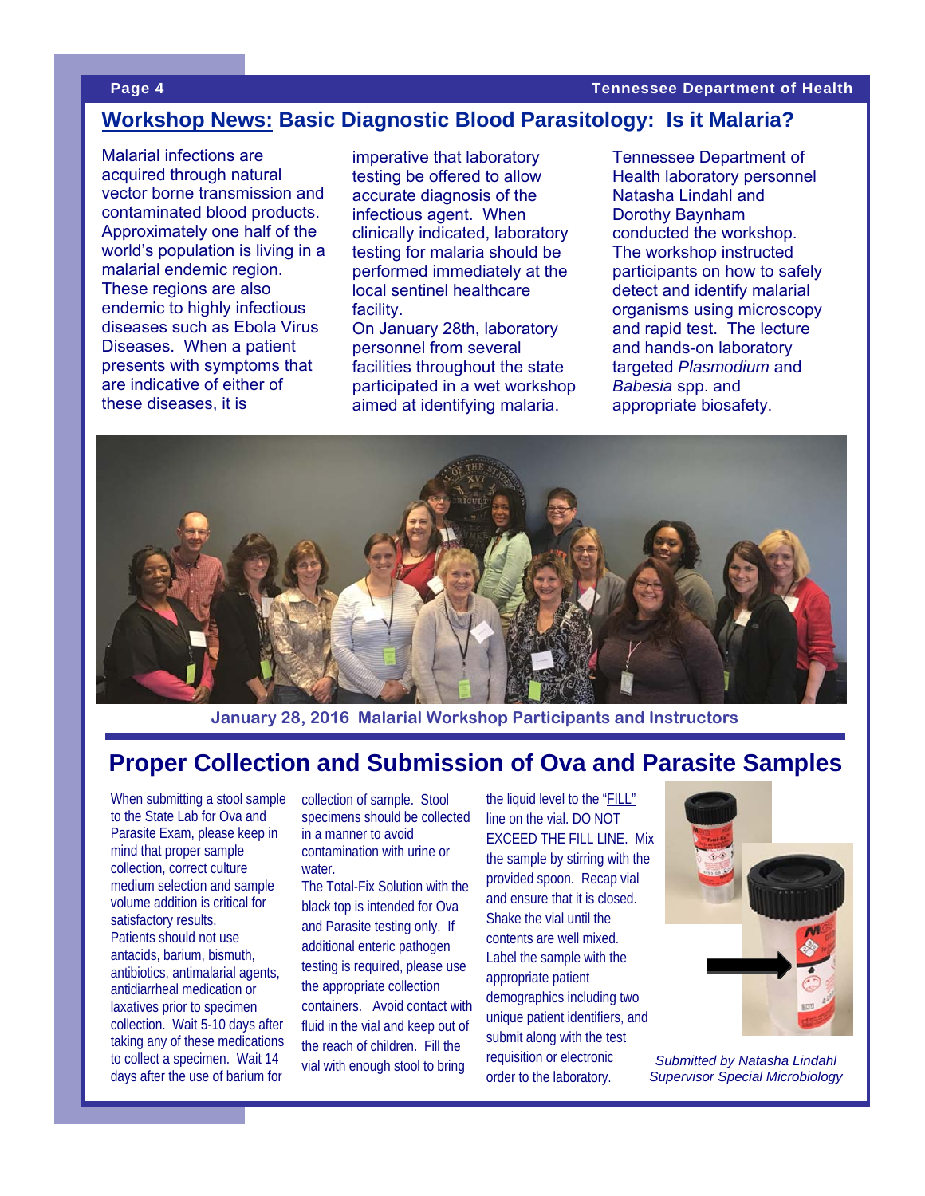## Workshop News: Basic Diagnostic Blood Parasitology: Is it Malaria?

Malarial infections are acquired through natural vector borne transmission and contaminated blood products. Approximately one half of the world's population is living in a malarial endemic region. These regions are also endemic to highly infectious diseases such as Ebola Virus Diseases. When a patient presents with symptoms that are indicative of either of these diseases, it is imperative that laboratory testing be offered to allow accurate diagnosis of the infectious agent. When clinically indicated, laboratory testing for malaria should be performed immediately at the local sentinel healthcare facility.

On January 28th, laboratory personnel from several facilities throughout the state participated in a wet workshop aimed at identifying malaria. Tennessee Department of Health laboratory personnel Natasha Lindahl and Dorothy Baynham conducted the workshop. The workshop instructed participants on how to safely detect and identify malarial organisms using microscopy and rapid test. The lecture and hands-on laboratory targeted *Plasmodium* and *Babesia* spp. and appropriate biosafety.

January 28, 2016 Malarial Workshop Participants and Instructors

## Proper Collection and Submission of Ova and Parasite Samples

When submitting a stool sample to the State Lab for Ova and Parasite Exam, please keep in mind that proper sample collection, correct culture medium selection and sample volume addition is critical for satisfactory results.

Patients should not use antacids, barium, bismuth, antibiotics, antimalarial agents, antidiarrheal medication or laxatives prior to specimen collection. Wait 5-10 days after taking any of these medications to collect a specimen. Wait 14 days after the use of barium for collection of sample. Stool specimens should be collected in a manner to avoid contamination with urine or water.

The Total-Fix Solution with the black top is intended for Ova and Parasite testing only. If additional enteric pathogen testing is required, please use the appropriate collection containers. Avoid contact with fluid in the vial and keep out of the reach of children. Fill the vial with enough stool to bring the liquid level to the "FILL" line on the vial. DO NOT EXCEED THE FILL LINE. Mix the sample by stirring with the provided spoon. Recap vial and ensure that it is closed. Shake the vial until the contents are well mixed. Label the sample with the appropriate patient demographics including two unique patient identifiers, and submit along with the test requisition or electronic order to the laboratory.

*Submitted by Natasha Lindahl*
*Supervisor Special Microbiology*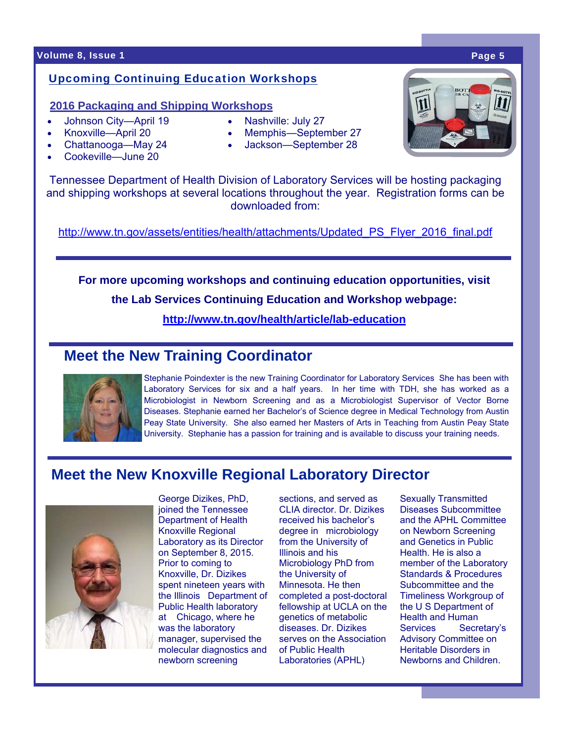## Upcoming Continuing Education Workshops

### 2016 Packaging and Shipping Workshops

- Johnson City—April 19
- Knoxville—April 20
- Chattanooga—May 24
- Cookeville—June 20
- Nashville: July 27
- Memphis—September 27
- Jackson—September 28

Tennessee Department of Health Division of Laboratory Services will be hosting packaging and shipping workshops at several locations throughout the year. Registration forms can be downloaded from:

http://www.tn.gov/assets/entities/health/attachments/Updated_PS_Flyer_2016_final.pdf

**For more upcoming workshops and continuing education opportunities, visit the Lab Services Continuing Education and Workshop webpage:**

**http://www.tn.gov/health/article/lab-education**

## Meet the New Training Coordinator

Stephanie Poindexter is the new Training Coordinator for Laboratory Services She has been with Laboratory Services for six and a half years. In her time with TDH, she has worked as a Microbiologist in Newborn Screening and as a Microbiologist Supervisor of Vector Borne Diseases. Stephanie earned her Bachelor's of Science degree in Medical Technology from Austin Peay State University. She also earned her Masters of Arts in Teaching from Austin Peay State University. Stephanie has a passion for training and is available to discuss your training needs.

## Meet the New Knoxville Regional Laboratory Director

George Dizikes, PhD, joined the Tennessee Department of Health Knoxville Regional Laboratory as its Director on September 8, 2015. Prior to coming to Knoxville, Dr. Dizikes spent nineteen years with the Illinois Department of Public Health laboratory at Chicago, where he was the laboratory manager, supervised the molecular diagnostics and newborn screening sections, and served as CLIA director. Dr. Dizikes received his bachelor's degree in microbiology from the University of Illinois and his Microbiology PhD from the University of Minnesota. He then completed a post-doctoral fellowship at UCLA on the genetics of metabolic diseases. Dr. Dizikes serves on the Association of Public Health Laboratories (APHL) Sexually Transmitted Diseases Subcommittee and the APHL Committee on Newborn Screening and Genetics in Public Health. He is also a member of the Laboratory Standards & Procedures Subcommittee and the Timeliness Workgroup of the U S Department of Health and Human Services Secretary's Advisory Committee on Heritable Disorders in Newborns and Children.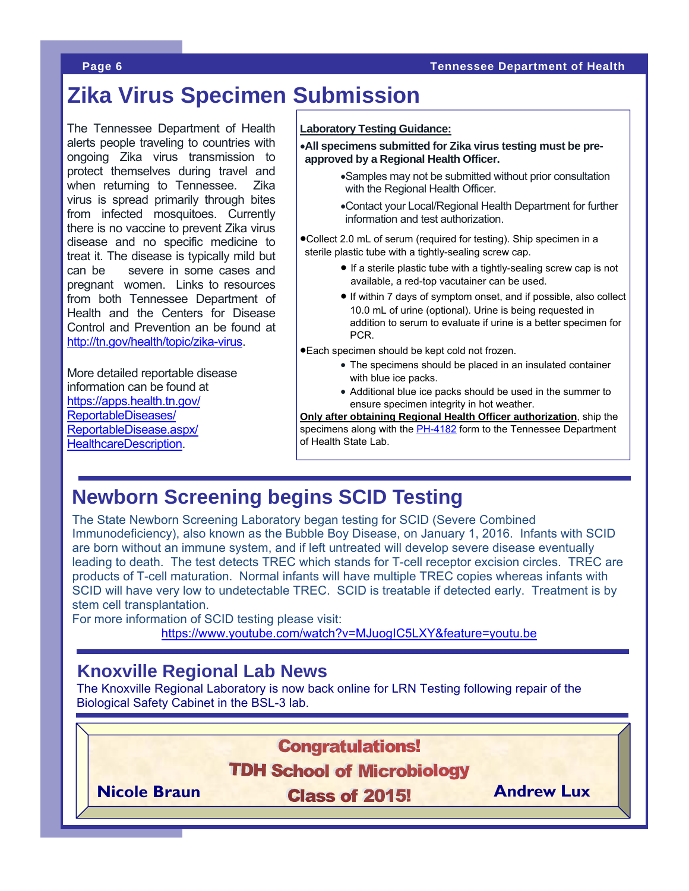# Zika Virus Specimen Submission

The Tennessee Department of Health alerts people traveling to countries with ongoing Zika virus transmission to protect themselves during travel and when returning to Tennessee. Zika virus is spread primarily through bites from infected mosquitoes. Currently there is no vaccine to prevent Zika virus disease and no specific medicine to treat it. The disease is typically mild but can be severe in some cases and pregnant women. Links to resources from both Tennessee Department of Health and the Centers for Disease Control and Prevention an be found at http://tn.gov/health/topic/zika-virus.

More detailed reportable disease information can be found at https://apps.health.tn.gov/ReportableDiseases/ReportableDisease.aspx/HealthcareDescription.

**Laboratory Testing Guidance:**

- **All specimens submitted for Zika virus testing must be pre-approved by a Regional Health Officer.**
  - Samples may not be submitted without prior consultation with the Regional Health Officer.
  - Contact your Local/Regional Health Department for further information and test authorization.
- Collect 2.0 mL of serum (required for testing). Ship specimen in a sterile plastic tube with a tightly-sealing screw cap.
  - If a sterile plastic tube with a tightly-sealing screw cap is not available, a red-top vacutainer can be used.
  - If within 7 days of symptom onset, and if possible, also collect 10.0 mL of urine (optional). Urine is being requested in addition to serum to evaluate if urine is a better specimen for PCR.
- Each specimen should be kept cold not frozen.
  - The specimens should be placed in an insulated container with blue ice packs.
  - Additional blue ice packs should be used in the summer to ensure specimen integrity in hot weather.

**Only after obtaining Regional Health Officer authorization**, ship the specimens along with the PH-4182 form to the Tennessee Department of Health State Lab.

# Newborn Screening begins SCID Testing

The State Newborn Screening Laboratory began testing for SCID (Severe Combined Immunodeficiency), also known as the Bubble Boy Disease, on January 1, 2016. Infants with SCID are born without an immune system, and if left untreated will develop severe disease eventually leading to death. The test detects TREC which stands for T-cell receptor excision circles. TREC are products of T-cell maturation. Normal infants will have multiple TREC copies whereas infants with SCID will have very low to undetectable TREC. SCID is treatable if detected early. Treatment is by stem cell transplantation.

For more information of SCID testing please visit:

https://www.youtube.com/watch?v=MJuogIC5LXY&feature=youtu.be

## Knoxville Regional Lab News

The Knoxville Regional Laboratory is now back online for LRN Testing following repair of the Biological Safety Cabinet in the BSL-3 lab.

**Congratulations!**

**TDH School of Microbiology**

**Class of 2015!**

**Nicole Braun** **Andrew Lux**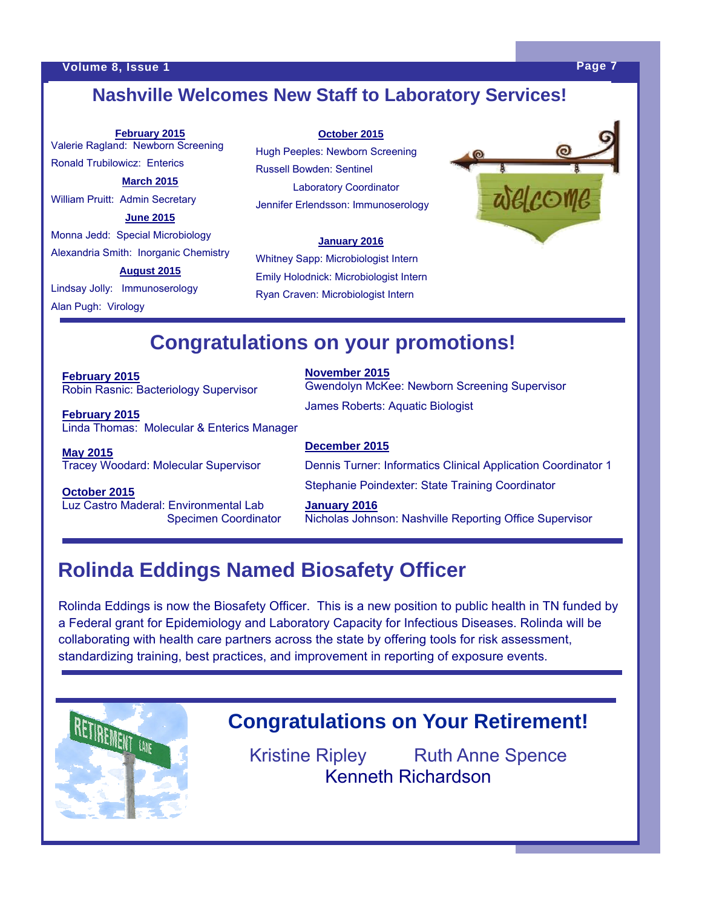## Nashville Welcomes New Staff to Laboratory Services!

**February 2015**

Valerie Ragland: Newborn Screening

Ronald Trubilowicz: Enterics

**March 2015**

William Pruitt: Admin Secretary

**June 2015**

Monna Jedd: Special Microbiology

Alexandria Smith: Inorganic Chemistry

**August 2015**

Lindsay Jolly: Immunoserology

Alan Pugh: Virology

**October 2015**

Hugh Peeples: Newborn Screening

Russell Bowden: Sentinel Laboratory Coordinator

Jennifer Erlendsson: Immunoserology

**January 2016**

Whitney Sapp: Microbiologist Intern

Emily Holodnick: Microbiologist Intern

Ryan Craven: Microbiologist Intern

## Congratulations on your promotions!

**February 2015**
Robin Rasnic: Bacteriology Supervisor

**February 2015**
Linda Thomas: Molecular & Enterics Manager

**May 2015**
Tracey Woodard: Molecular Supervisor

**October 2015**
Luz Castro Maderal: Environmental Lab Specimen Coordinator

**November 2015**
Gwendolyn McKee: Newborn Screening Supervisor

James Roberts: Aquatic Biologist

**December 2015**

Dennis Turner: Informatics Clinical Application Coordinator 1

Stephanie Poindexter: State Training Coordinator

**January 2016**
Nicholas Johnson: Nashville Reporting Office Supervisor

## Rolinda Eddings Named Biosafety Officer

Rolinda Eddings is now the Biosafety Officer. This is a new position to public health in TN funded by a Federal grant for Epidemiology and Laboratory Capacity for Infectious Diseases. Rolinda will be collaborating with health care partners across the state by offering tools for risk assessment, standardizing training, best practices, and improvement in reporting of exposure events.

## Congratulations on Your Retirement!

Kristine Ripley

Ruth Anne Spence

Kenneth Richardson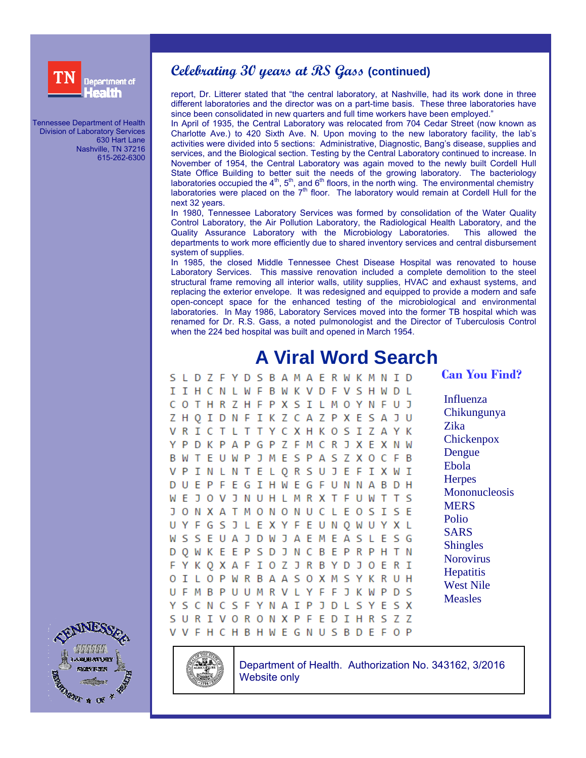Tennessee Department of Health
Division of Laboratory Services
630 Hart Lane
Nashville, TN 37216
615-262-6300

## Celebrating 30 years at RS Gass (continued)

report, Dr. Litterer stated that “the central laboratory, at Nashville, had its work done in three different laboratories and the director was on a part-time basis. These three laboratories have since been consolidated in new quarters and full time workers have been employed.”

In April of 1935, the Central Laboratory was relocated from 704 Cedar Street (now known as Charlotte Ave.) to 420 Sixth Ave. N. Upon moving to the new laboratory facility, the lab's activities were divided into 5 sections: Administrative, Diagnostic, Bang's disease, supplies and services, and the Biological section. Testing by the Central Laboratory continued to increase. In November of 1954, the Central Laboratory was again moved to the newly built Cordell Hull State Office Building to better suit the needs of the growing laboratory. The bacteriology laboratories occupied the 4th, 5th, and 6th floors, in the north wing. The environmental chemistry laboratories were placed on the 7th floor. The laboratory would remain at Cordell Hull for the next 32 years.

In 1980, Tennessee Laboratory Services was formed by consolidation of the Water Quality Control Laboratory, the Air Pollution Laboratory, the Radiological Health Laboratory, and the Quality Assurance Laboratory with the Microbiology Laboratories. This allowed the departments to work more efficiently due to shared inventory services and central disbursement system of supplies.

In 1985, the closed Middle Tennessee Chest Disease Hospital was renovated to house Laboratory Services. This massive renovation included a complete demolition to the steel structural frame removing all interior walls, utility supplies, HVAC and exhaust systems, and replacing the exterior envelope. It was redesigned and equipped to provide a modern and safe open-concept space for the enhanced testing of the microbiological and environmental laboratories. In May 1986, Laboratory Services moved into the former TB hospital which was renamed for Dr. R.S. Gass, a noted pulmonologist and the Director of Tuberculosis Control when the 224 bed hospital was built and opened in March 1954.

# A Viral Word Search

```
S L D Z F Y D S B A M A E R W K M N I D
I I H C N L W F B W K V D F V S H W D L
C O T H R Z H F P X S I L M O Y N F U J
Z H Q I D N F I K Z C A Z P X E S A J U
V R I C T L T T Y C X H K O S I Z A Y K
Y P D K P A P G P Z F M C R J X E X N W
B W T E U W P J M E S P A S Z X O C F B
V P I N L N T E L Q R S U J E F I X W I
D U E P F E G I H W E G F U N N A B D H
W E J O V J N U H L M R X T F U W T T S
J O N X A T M O N O N U C L E O S I S E
U Y F G S J L E X Y F E U N Q W U Y X L
W S S E U A J D W J A E M E A S L E S G
D Q W K E E P S D J N C B E P R P H T N
F Y K Q X A F I O Z J R B Y D J O E R I
O I L O P W R B A A S O X M S Y K R U H
U F M B P U U M R V L Y F F J K W P D S
Y S C N C S F Y N A I P J D L S Y E S X
S U R I V O R O N X P F E D I H R S Z Z
V V F H C H B H W E G N U S B D E F O P
```

**Can You Find?**

Influenza
Chikungunya
Zika
Chickenpox
Dengue
Ebola
Herpes
Mononucleosis
MERS
Polio
SARS
Shingles
Norovirus
Hepatitis
West Nile
Measles

Department of Health. Authorization No. 343162, 3/2016
Website only